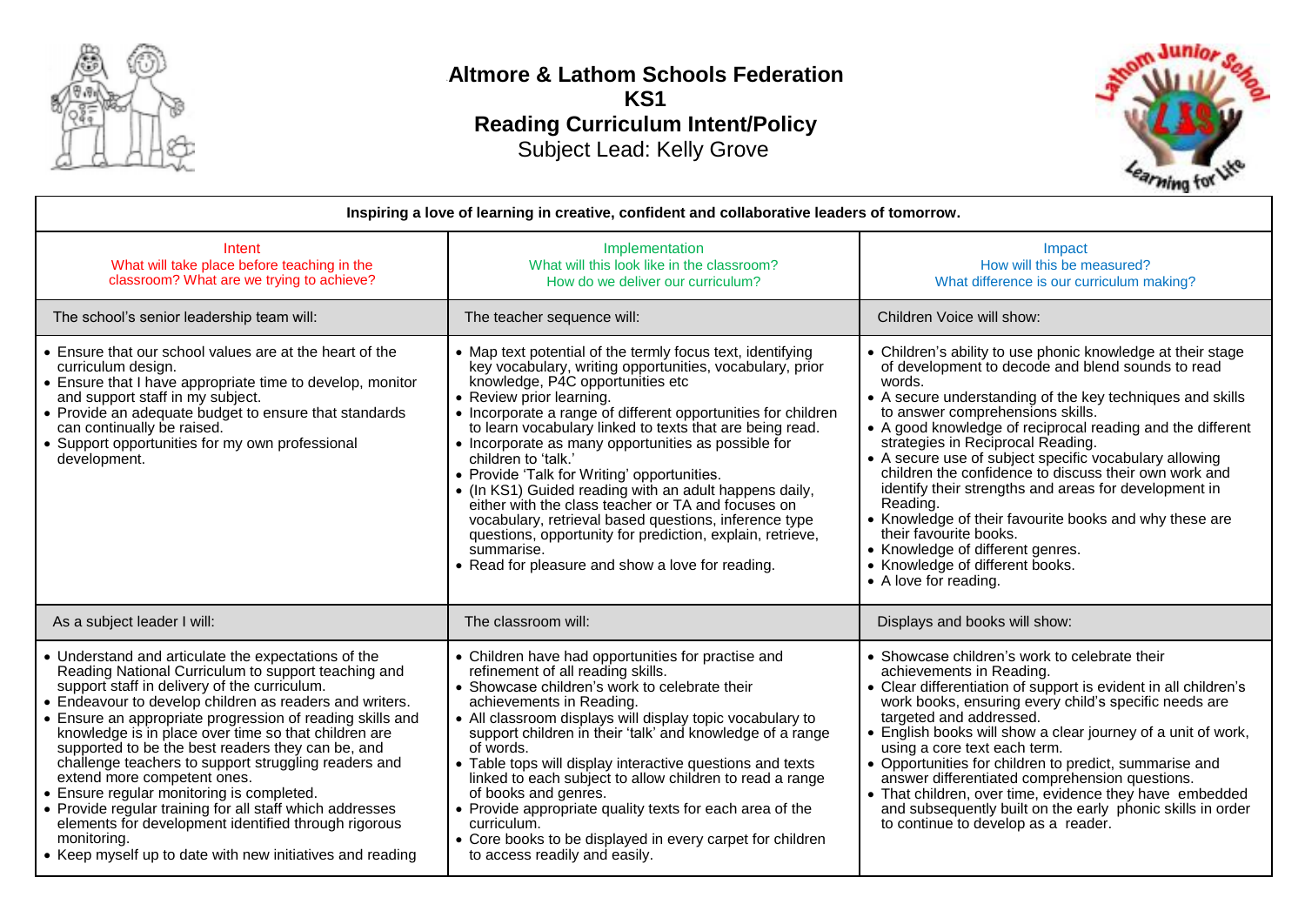# Altmore & Lathom Schools Federation
## KS1
## Reading Curriculum Intent/Policy
Subject Lead: Kelly Grove

**Inspiring a love of learning in creative, confident and collaborative leaders of tomorrow.**

| Intent<br>What will take place before teaching in the classroom? What are we trying to achieve? | Implementation<br>What will this look like in the classroom?<br>How do we deliver our curriculum? | Impact<br>How will this be measured?<br>What difference is our curriculum making? |
|---|---|---|
| The school's senior leadership team will: | The teacher sequence will: | Children Voice will show: |
| • Ensure that our school values are at the heart of the curriculum design.<br>• Ensure that I have appropriate time to develop, monitor and support staff in my subject.<br>• Provide an adequate budget to ensure that standards can continually be raised.<br>• Support opportunities for my own professional development. | • Map text potential of the termly focus text, identifying key vocabulary, writing opportunities, vocabulary, prior knowledge, P4C opportunities etc<br>• Review prior learning.<br>• Incorporate a range of different opportunities for children to learn vocabulary linked to texts that are being read.<br>• Incorporate as many opportunities as possible for children to 'talk.'<br>• Provide 'Talk for Writing' opportunities.<br>• (In KS1) Guided reading with an adult happens daily, either with the class teacher or TA and focuses on vocabulary, retrieval based questions, inference type questions, opportunity for prediction, explain, retrieve, summarise.<br>• Read for pleasure and show a love for reading. | • Children's ability to use phonic knowledge at their stage of development to decode and blend sounds to read words.<br>• A secure understanding of the key techniques and skills to answer comprehensions skills.<br>• A good knowledge of reciprocal reading and the different strategies in Reciprocal Reading.<br>• A secure use of subject specific vocabulary allowing children the confidence to discuss their own work and identify their strengths and areas for development in Reading.<br>• Knowledge of their favourite books and why these are their favourite books.<br>• Knowledge of different genres.<br>• Knowledge of different books.<br>• A love for reading. |
| As a subject leader I will: | The classroom will: | Displays and books will show: |
| • Understand and articulate the expectations of the Reading National Curriculum to support teaching and support staff in delivery of the curriculum.<br>• Endeavour to develop children as readers and writers.<br>• Ensure an appropriate progression of reading skills and knowledge is in place over time so that children are supported to be the best readers they can be, and challenge teachers to support struggling readers and extend more competent ones.<br>• Ensure regular monitoring is completed.<br>• Provide regular training for all staff which addresses elements for development identified through rigorous monitoring.<br>• Keep myself up to date with new initiatives and reading | • Children have had opportunities for practise and refinement of all reading skills.<br>• Showcase children's work to celebrate their achievements in Reading.<br>• All classroom displays will display topic vocabulary to support children in their 'talk' and knowledge of a range of words.<br>• Table tops will display interactive questions and texts linked to each subject to allow children to read a range of books and genres.<br>• Provide appropriate quality texts for each area of the curriculum.<br>• Core books to be displayed in every carpet for children to access readily and easily. | • Showcase children's work to celebrate their achievements in Reading.<br>• Clear differentiation of support is evident in all children's work books, ensuring every child's specific needs are targeted and addressed.<br>• English books will show a clear journey of a unit of work, using a core text each term.<br>• Opportunities for children to predict, summarise and answer differentiated comprehension questions.<br>• That children, over time, evidence they have embedded and subsequently built on the early phonic skills in order to continue to develop as a reader. |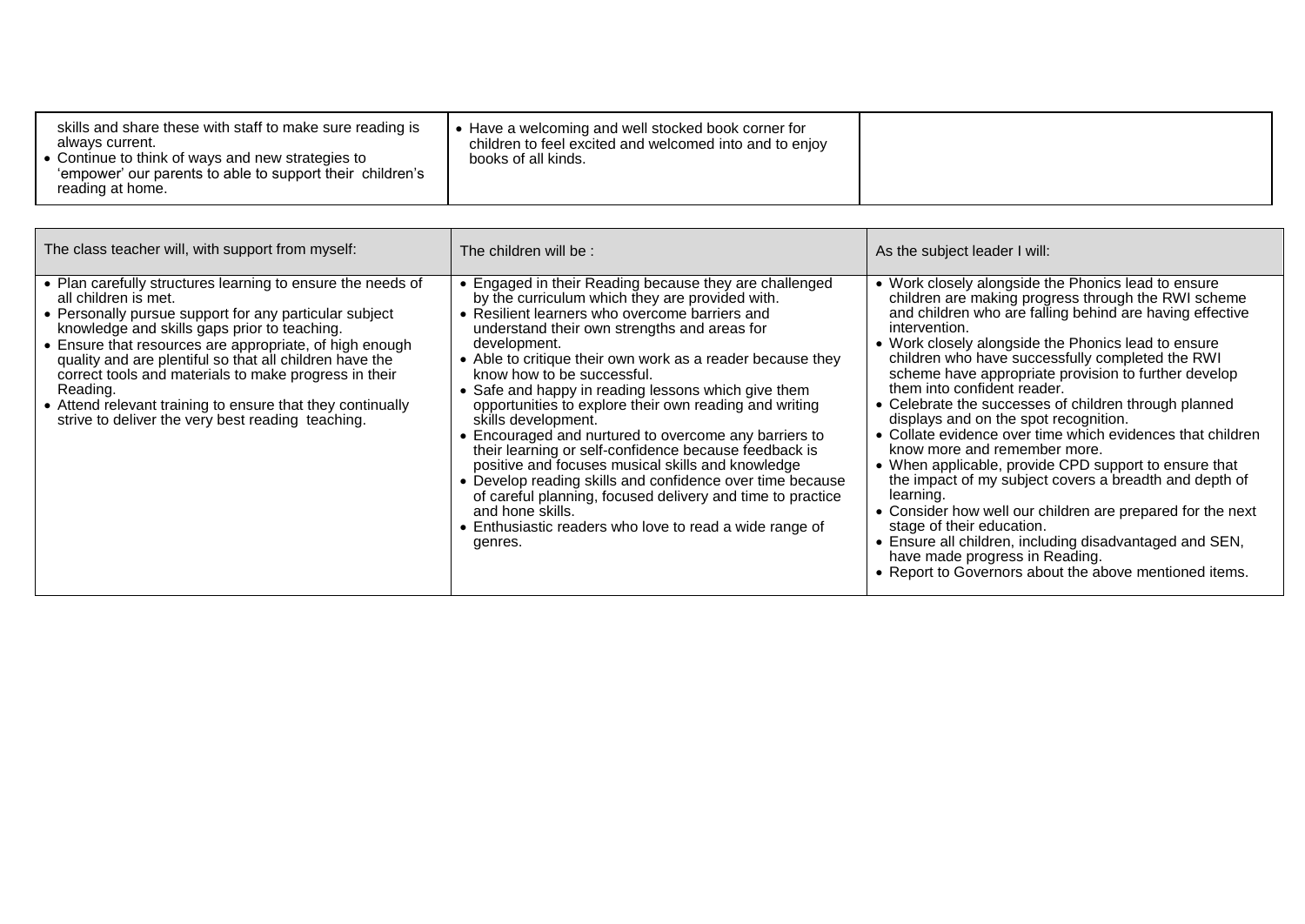| | | |
|---|---|---|
| skills and share these with staff to make sure reading is always current.<br>• Continue to think of ways and new strategies to 'empower' our parents to able to support their children's reading at home. | • Have a welcoming and well stocked book corner for children to feel excited and welcomed into and to enjoy books of all kinds. | |

| The class teacher will, with support from myself: | The children will be : | As the subject leader I will: |
|---|---|---|
| • Plan carefully structures learning to ensure the needs of all children is met.<br>• Personally pursue support for any particular subject knowledge and skills gaps prior to teaching.<br>• Ensure that resources are appropriate, of high enough quality and are plentiful so that all children have the correct tools and materials to make progress in their Reading.<br>• Attend relevant training to ensure that they continually strive to deliver the very best reading teaching. | • Engaged in their Reading because they are challenged by the curriculum which they are provided with.<br>• Resilient learners who overcome barriers and understand their own strengths and areas for development.<br>• Able to critique their own work as a reader because they know how to be successful.<br>• Safe and happy in reading lessons which give them opportunities to explore their own reading and writing skills development.<br>• Encouraged and nurtured to overcome any barriers to their learning or self-confidence because feedback is positive and focuses musical skills and knowledge<br>• Develop reading skills and confidence over time because of careful planning, focused delivery and time to practice and hone skills.<br>• Enthusiastic readers who love to read a wide range of genres. | • Work closely alongside the Phonics lead to ensure children are making progress through the RWI scheme and children who are falling behind are having effective intervention.<br>• Work closely alongside the Phonics lead to ensure children who have successfully completed the RWI scheme have appropriate provision to further develop them into confident reader.<br>• Celebrate the successes of children through planned displays and on the spot recognition.<br>• Collate evidence over time which evidences that children know more and remember more.<br>• When applicable, provide CPD support to ensure that the impact of my subject covers a breadth and depth of learning.<br>• Consider how well our children are prepared for the next stage of their education.<br>• Ensure all children, including disadvantaged and SEN, have made progress in Reading.<br>• Report to Governors about the above mentioned items. |